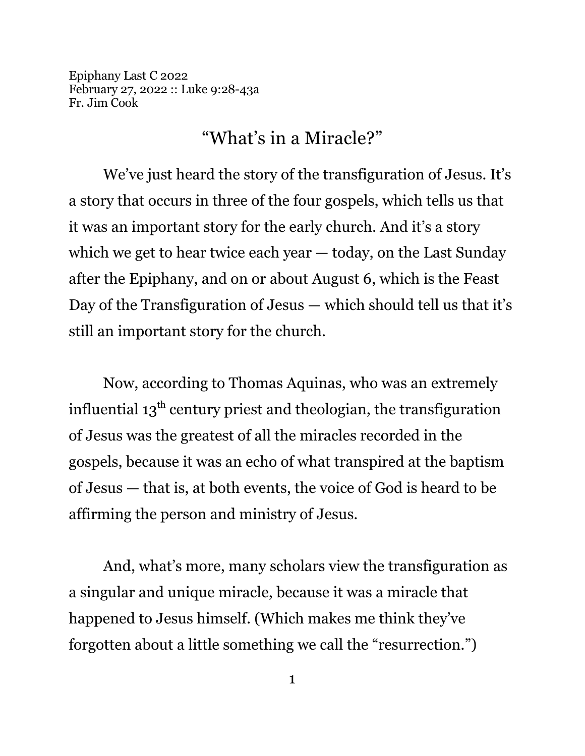Epiphany Last C 2022
February 27, 2022 :: Luke 9:28-43a
Fr. Jim Cook

# "What's in a Miracle?"

We've just heard the story of the transfiguration of Jesus. It's a story that occurs in three of the four gospels, which tells us that it was an important story for the early church. And it's a story which we get to hear twice each year — today, on the Last Sunday after the Epiphany, and on or about August 6, which is the Feast Day of the Transfiguration of Jesus — which should tell us that it's still an important story for the church.

Now, according to Thomas Aquinas, who was an extremely influential 13th century priest and theologian, the transfiguration of Jesus was the greatest of all the miracles recorded in the gospels, because it was an echo of what transpired at the baptism of Jesus — that is, at both events, the voice of God is heard to be affirming the person and ministry of Jesus.

And, what's more, many scholars view the transfiguration as a singular and unique miracle, because it was a miracle that happened to Jesus himself. (Which makes me think they've forgotten about a little something we call the "resurrection.")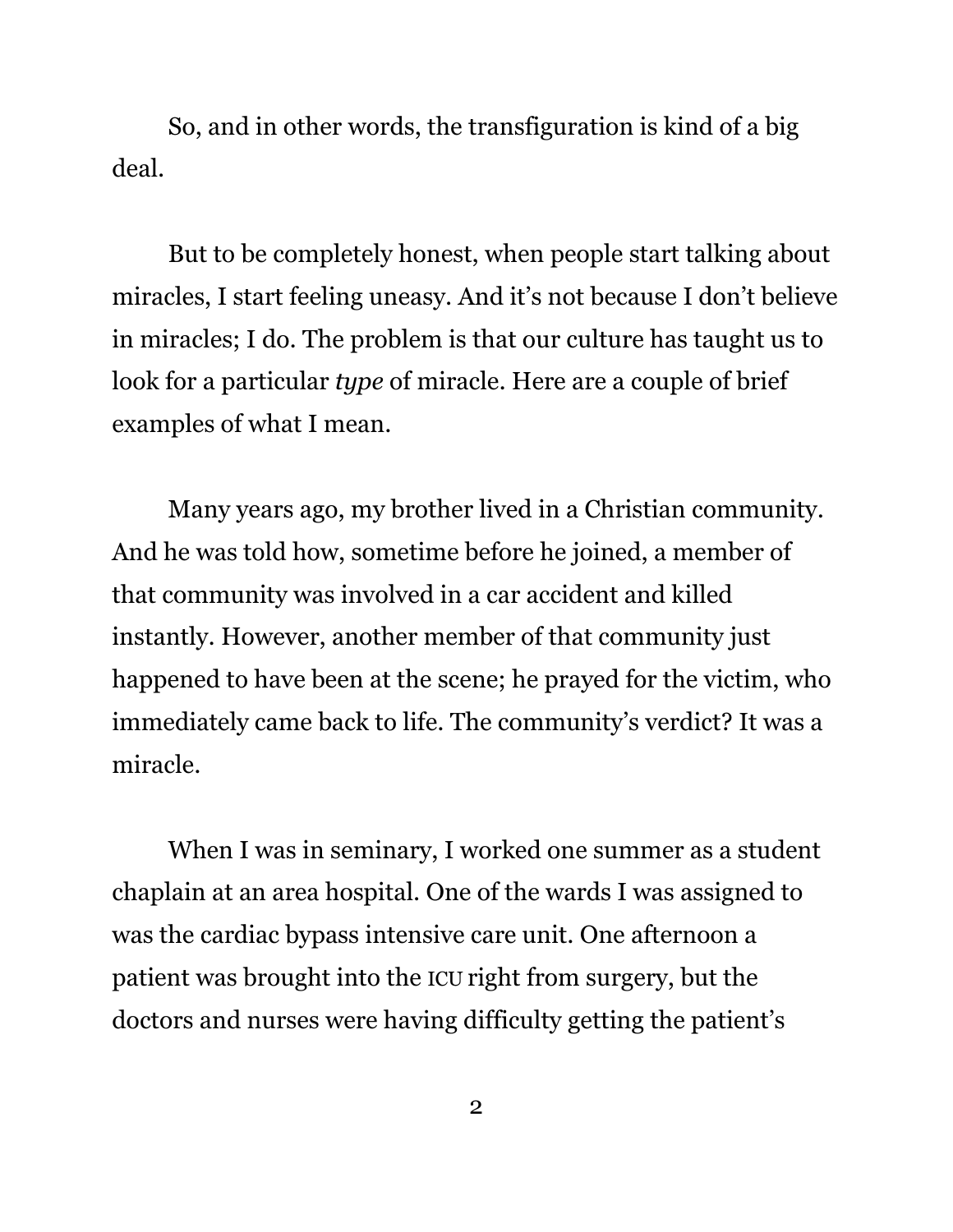So, and in other words, the transfiguration is kind of a big deal.

But to be completely honest, when people start talking about miracles, I start feeling uneasy. And it's not because I don't believe in miracles; I do. The problem is that our culture has taught us to look for a particular *type* of miracle. Here are a couple of brief examples of what I mean.

Many years ago, my brother lived in a Christian community. And he was told how, sometime before he joined, a member of that community was involved in a car accident and killed instantly. However, another member of that community just happened to have been at the scene; he prayed for the victim, who immediately came back to life. The community's verdict? It was a miracle.

When I was in seminary, I worked one summer as a student chaplain at an area hospital. One of the wards I was assigned to was the cardiac bypass intensive care unit. One afternoon a patient was brought into the ICU right from surgery, but the doctors and nurses were having difficulty getting the patient's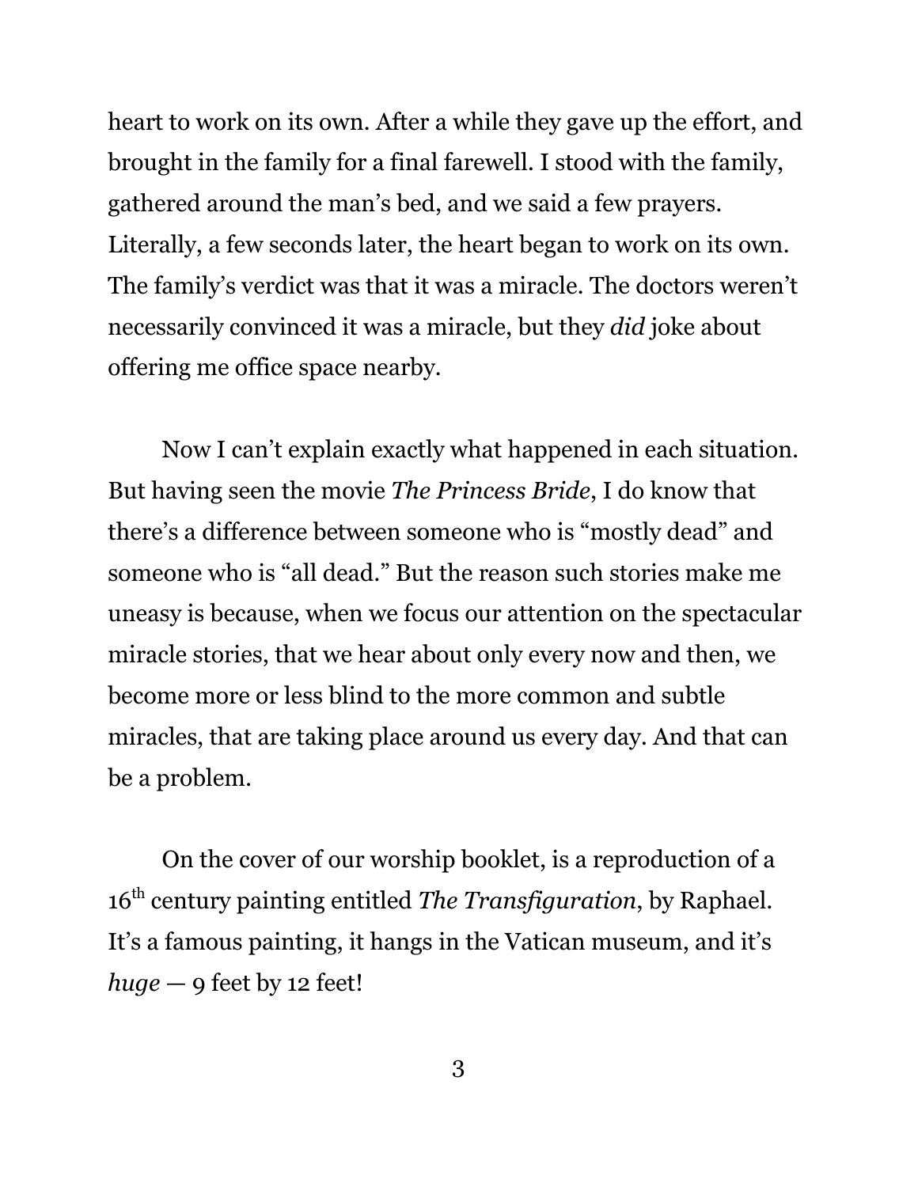heart to work on its own. After a while they gave up the effort, and brought in the family for a final farewell. I stood with the family, gathered around the man's bed, and we said a few prayers. Literally, a few seconds later, the heart began to work on its own. The family's verdict was that it was a miracle. The doctors weren't necessarily convinced it was a miracle, but they *did* joke about offering me office space nearby.

Now I can't explain exactly what happened in each situation. But having seen the movie *The Princess Bride*, I do know that there's a difference between someone who is "mostly dead" and someone who is "all dead." But the reason such stories make me uneasy is because, when we focus our attention on the spectacular miracle stories, that we hear about only every now and then, we become more or less blind to the more common and subtle miracles, that are taking place around us every day. And that can be a problem.

On the cover of our worship booklet, is a reproduction of a 16th century painting entitled *The Transfiguration*, by Raphael. It's a famous painting, it hangs in the Vatican museum, and it's *huge* — 9 feet by 12 feet!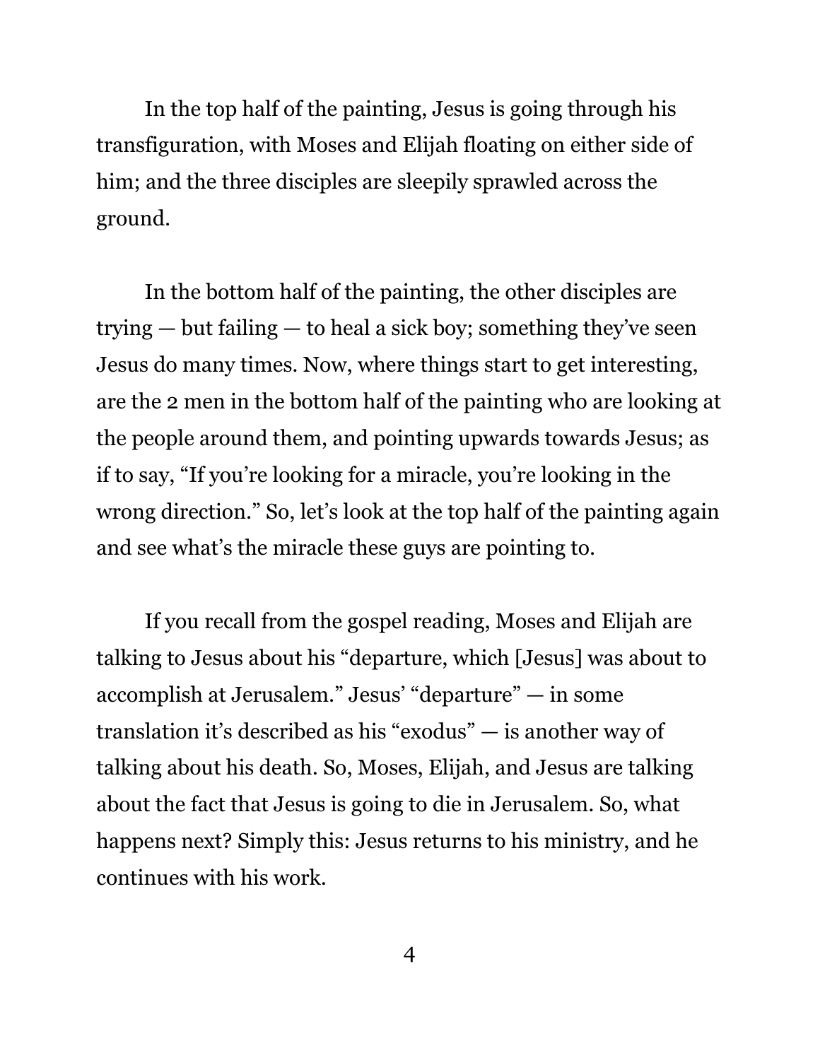In the top half of the painting, Jesus is going through his transfiguration, with Moses and Elijah floating on either side of him; and the three disciples are sleepily sprawled across the ground.

In the bottom half of the painting, the other disciples are trying — but failing — to heal a sick boy; something they've seen Jesus do many times. Now, where things start to get interesting, are the 2 men in the bottom half of the painting who are looking at the people around them, and pointing upwards towards Jesus; as if to say, "If you're looking for a miracle, you're looking in the wrong direction." So, let's look at the top half of the painting again and see what's the miracle these guys are pointing to.

If you recall from the gospel reading, Moses and Elijah are talking to Jesus about his "departure, which [Jesus] was about to accomplish at Jerusalem." Jesus' "departure" — in some translation it's described as his "exodus" — is another way of talking about his death. So, Moses, Elijah, and Jesus are talking about the fact that Jesus is going to die in Jerusalem. So, what happens next? Simply this: Jesus returns to his ministry, and he continues with his work.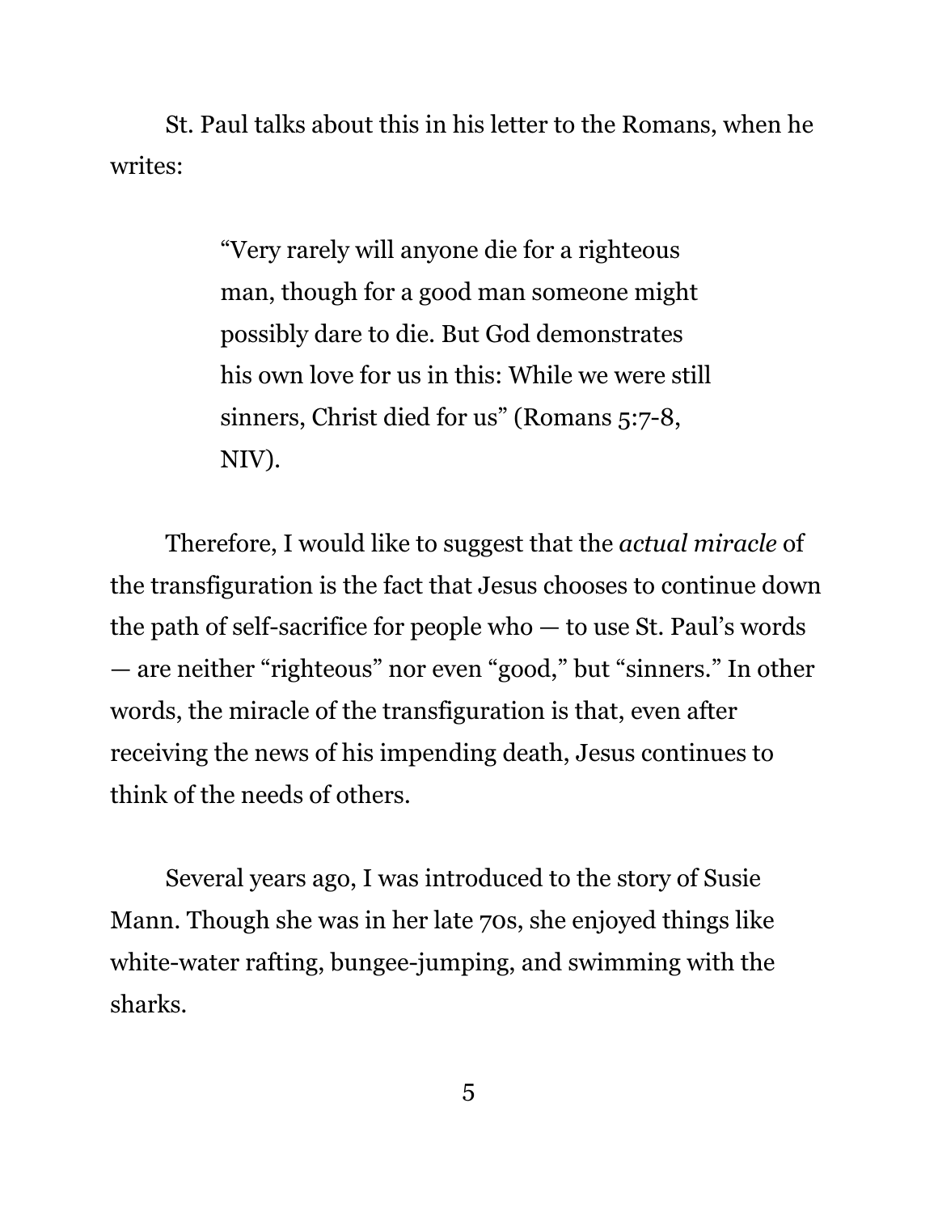St. Paul talks about this in his letter to the Romans, when he writes:

> "Very rarely will anyone die for a righteous man, though for a good man someone might possibly dare to die. But God demonstrates his own love for us in this: While we were still sinners, Christ died for us" (Romans 5:7-8, NIV).

Therefore, I would like to suggest that the *actual miracle* of the transfiguration is the fact that Jesus chooses to continue down the path of self-sacrifice for people who — to use St. Paul's words — are neither "righteous" nor even "good," but "sinners." In other words, the miracle of the transfiguration is that, even after receiving the news of his impending death, Jesus continues to think of the needs of others.

Several years ago, I was introduced to the story of Susie Mann. Though she was in her late 70s, she enjoyed things like white-water rafting, bungee-jumping, and swimming with the sharks.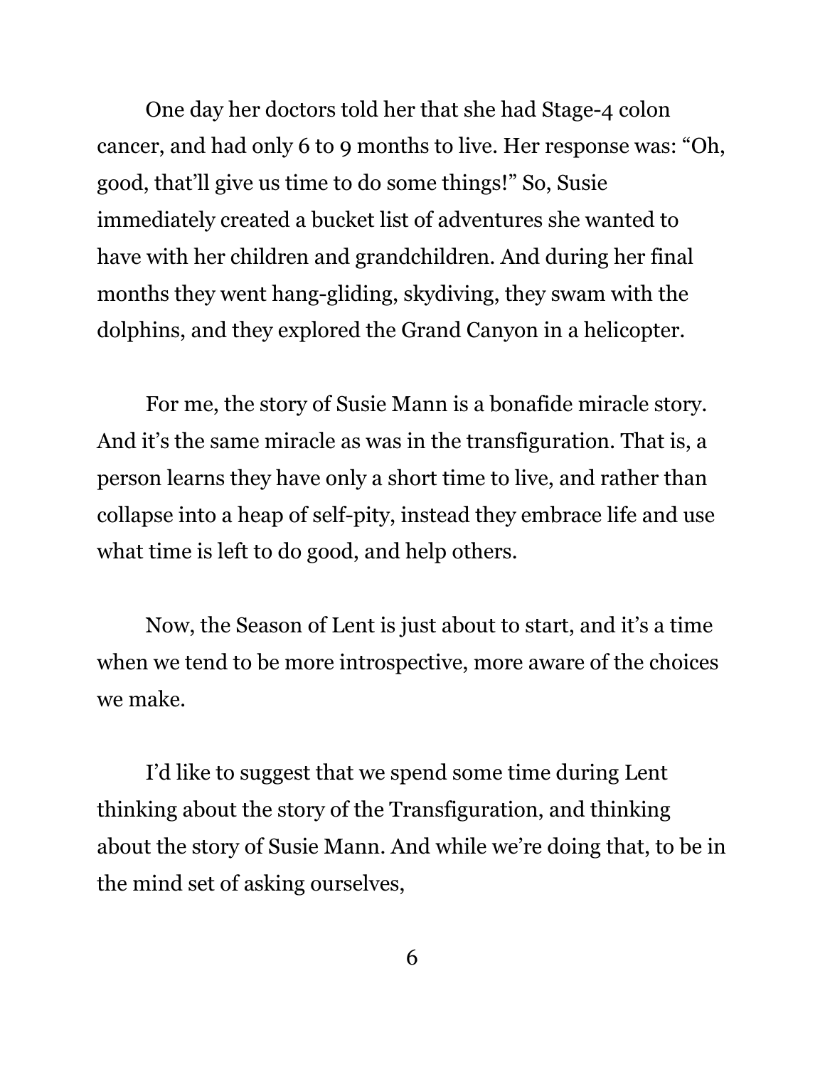One day her doctors told her that she had Stage-4 colon cancer, and had only 6 to 9 months to live. Her response was: "Oh, good, that'll give us time to do some things!" So, Susie immediately created a bucket list of adventures she wanted to have with her children and grandchildren. And during her final months they went hang-gliding, skydiving, they swam with the dolphins, and they explored the Grand Canyon in a helicopter.

For me, the story of Susie Mann is a bonafide miracle story. And it's the same miracle as was in the transfiguration. That is, a person learns they have only a short time to live, and rather than collapse into a heap of self-pity, instead they embrace life and use what time is left to do good, and help others.

Now, the Season of Lent is just about to start, and it's a time when we tend to be more introspective, more aware of the choices we make.

I'd like to suggest that we spend some time during Lent thinking about the story of the Transfiguration, and thinking about the story of Susie Mann. And while we're doing that, to be in the mind set of asking ourselves,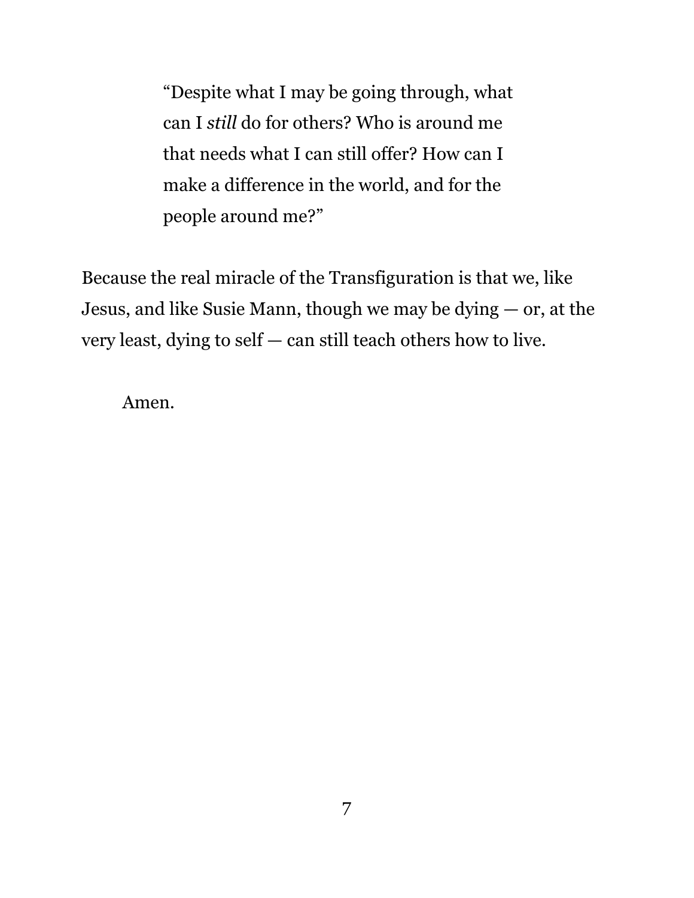> “Despite what I may be going through, what can I *still* do for others? Who is around me that needs what I can still offer? How can I make a difference in the world, and for the people around me?”

Because the real miracle of the Transfiguration is that we, like Jesus, and like Susie Mann, though we may be dying — or, at the very least, dying to self — can still teach others how to live.

Amen.